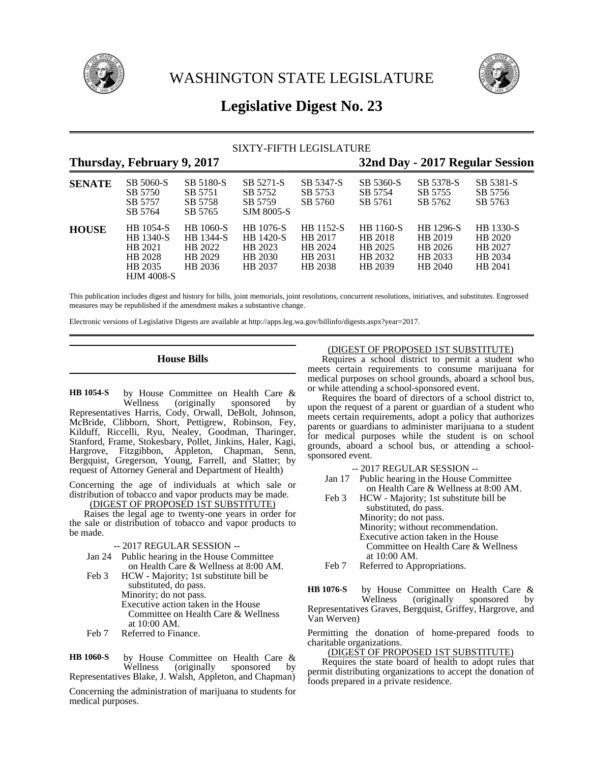# WASHINGTON STATE LEGISLATURE

## Legislative Digest No. 23

SIXTY-FIFTH LEGISLATURE

**Thursday, February 9, 2017** **32nd Day - 2017 Regular Session**

| | | | | | | | |
|---|---|---|---|---|---|---|---|
| **SENATE** | SB 5060-S | SB 5180-S | SB 5271-S | SB 5347-S | SB 5360-S | SB 5378-S | SB 5381-S |
| | SB 5750 | SB 5751 | SB 5752 | SB 5753 | SB 5754 | SB 5755 | SB 5756 |
| | SB 5757 | SB 5758 | SB 5759 | SB 5760 | SB 5761 | SB 5762 | SB 5763 |
| | SB 5764 | SB 5765 | SJM 8005-S | | | | |
| **HOUSE** | HB 1054-S | HB 1060-S | HB 1076-S | HB 1152-S | HB 1160-S | HB 1296-S | HB 1330-S |
| | HB 1340-S | HB 1344-S | HB 1420-S | HB 2017 | HB 2018 | HB 2019 | HB 2020 |
| | HB 2021 | HB 2022 | HB 2023 | HB 2024 | HB 2025 | HB 2026 | HB 2027 |
| | HB 2028 | HB 2029 | HB 2030 | HB 2031 | HB 2032 | HB 2033 | HB 2034 |
| | HB 2035 | HB 2036 | HB 2037 | HB 2038 | HB 2039 | HB 2040 | HB 2041 |
| | HJM 4008-S | | | | | | |

This publication includes digest and history for bills, joint memorials, joint resolutions, concurrent resolutions, initiatives, and substitutes. Engrossed measures may be republished if the amendment makes a substantive change.

Electronic versions of Legislative Digests are available at http://apps.leg.wa.gov/billinfo/digests.aspx?year=2017.

### House Bills

**HB 1054-S** by House Committee on Health Care & Wellness (originally sponsored by Representatives Harris, Cody, Orwall, DeBolt, Johnson, McBride, Clibborn, Short, Pettigrew, Robinson, Fey, Kilduff, Riccelli, Ryu, Nealey, Goodman, Tharinger, Stanford, Frame, Stokesbary, Pollet, Jinkins, Haler, Kagi, Hargrove, Fitzgibbon, Appleton, Chapman, Senn, Bergquist, Gregerson, Young, Farrell, and Slatter; by request of Attorney General and Department of Health)

Concerning the age of individuals at which sale or distribution of tobacco and vapor products may be made.

(DIGEST OF PROPOSED 1ST SUBSTITUTE)

Raises the legal age to twenty-one years in order for the sale or distribution of tobacco and vapor products to be made.

-- 2017 REGULAR SESSION --

Jan 24 Public hearing in the House Committee on Health Care & Wellness at 8:00 AM.

Feb 3 HCW - Majority; 1st substitute bill be substituted, do pass.
Minority; do not pass.
Executive action taken in the House Committee on Health Care & Wellness at 10:00 AM.

Feb 7 Referred to Finance.

**HB 1060-S** by House Committee on Health Care & Wellness (originally sponsored by Representatives Blake, J. Walsh, Appleton, and Chapman)

Concerning the administration of marijuana to students for medical purposes.

(DIGEST OF PROPOSED 1ST SUBSTITUTE)

Requires a school district to permit a student who meets certain requirements to consume marijuana for medical purposes on school grounds, aboard a school bus, or while attending a school-sponsored event.

Requires the board of directors of a school district to, upon the request of a parent or guardian of a student who meets certain requirements, adopt a policy that authorizes parents or guardians to administer marijuana to a student for medical purposes while the student is on school grounds, aboard a school bus, or attending a school-sponsored event.

-- 2017 REGULAR SESSION --

Jan 17 Public hearing in the House Committee on Health Care & Wellness at 8:00 AM.

Feb 3 HCW - Majority; 1st substitute bill be substituted, do pass.
Minority; do not pass.
Minority; without recommendation.
Executive action taken in the House Committee on Health Care & Wellness at 10:00 AM.

Feb 7 Referred to Appropriations.

**HB 1076-S** by House Committee on Health Care & Wellness (originally sponsored by Representatives Graves, Bergquist, Griffey, Hargrove, and Van Werven)

Permitting the donation of home-prepared foods to charitable organizations.

(DIGEST OF PROPOSED 1ST SUBSTITUTE)

Requires the state board of health to adopt rules that permit distributing organizations to accept the donation of foods prepared in a private residence.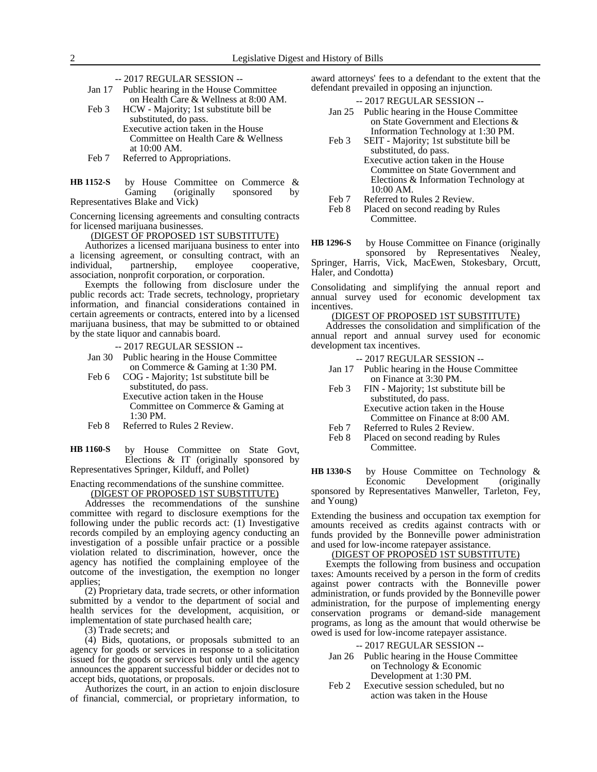-- 2017 REGULAR SESSION --

Jan 17 Public hearing in the House Committee on Health Care & Wellness at 8:00 AM.

Feb 3 HCW - Majority; 1st substitute bill be substituted, do pass.
Executive action taken in the House Committee on Health Care & Wellness at 10:00 AM.

Feb 7 Referred to Appropriations.

**HB 1152-S** by House Committee on Commerce & Gaming (originally sponsored by Representatives Blake and Vick)

Concerning licensing agreements and consulting contracts for licensed marijuana businesses.

(DIGEST OF PROPOSED 1ST SUBSTITUTE)

Authorizes a licensed marijuana business to enter into a licensing agreement, or consulting contract, with an individual, partnership, employee cooperative, association, nonprofit corporation, or corporation.

Exempts the following from disclosure under the public records act: Trade secrets, technology, proprietary information, and financial considerations contained in certain agreements or contracts, entered into by a licensed marijuana business, that may be submitted to or obtained by the state liquor and cannabis board.

-- 2017 REGULAR SESSION --

Jan 30 Public hearing in the House Committee on Commerce & Gaming at 1:30 PM.

Feb 6 COG - Majority; 1st substitute bill be substituted, do pass.
Executive action taken in the House Committee on Commerce & Gaming at 1:30 PM.

Feb 8 Referred to Rules 2 Review.

**HB 1160-S** by House Committee on State Govt, Elections & IT (originally sponsored by Representatives Springer, Kilduff, and Pollet)

Enacting recommendations of the sunshine committee.

(DIGEST OF PROPOSED 1ST SUBSTITUTE)

Addresses the recommendations of the sunshine committee with regard to disclosure exemptions for the following under the public records act: (1) Investigative records compiled by an employing agency conducting an investigation of a possible unfair practice or a possible violation related to discrimination, however, once the agency has notified the complaining employee of the outcome of the investigation, the exemption no longer applies;

(2) Proprietary data, trade secrets, or other information submitted by a vendor to the department of social and health services for the development, acquisition, or implementation of state purchased health care;

(3) Trade secrets; and

(4) Bids, quotations, or proposals submitted to an agency for goods or services in response to a solicitation issued for the goods or services but only until the agency announces the apparent successful bidder or decides not to accept bids, quotations, or proposals.

Authorizes the court, in an action to enjoin disclosure of financial, commercial, or proprietary information, to award attorneys' fees to a defendant to the extent that the defendant prevailed in opposing an injunction.

-- 2017 REGULAR SESSION --

Jan 25 Public hearing in the House Committee on State Government and Elections & Information Technology at 1:30 PM.

Feb 3 SEIT - Majority; 1st substitute bill be substituted, do pass.
Executive action taken in the House Committee on State Government and Elections & Information Technology at 10:00 AM.

Feb 7 Referred to Rules 2 Review.

Feb 8 Placed on second reading by Rules Committee.

**HB 1296-S** by House Committee on Finance (originally sponsored by Representatives Nealey, Springer, Harris, Vick, MacEwen, Stokesbary, Orcutt, Haler, and Condotta)

Consolidating and simplifying the annual report and annual survey used for economic development tax incentives.

(DIGEST OF PROPOSED 1ST SUBSTITUTE)

Addresses the consolidation and simplification of the annual report and annual survey used for economic development tax incentives.

-- 2017 REGULAR SESSION --

Jan 17 Public hearing in the House Committee on Finance at 3:30 PM.

Feb 3 FIN - Majority; 1st substitute bill be substituted, do pass.
Executive action taken in the House Committee on Finance at 8:00 AM.

Feb 7 Referred to Rules 2 Review.

Feb 8 Placed on second reading by Rules Committee.

**HB 1330-S** by House Committee on Technology & Economic Development (originally sponsored by Representatives Manweller, Tarleton, Fey, and Young)

Extending the business and occupation tax exemption for amounts received as credits against contracts with or funds provided by the Bonneville power administration and used for low-income ratepayer assistance.

(DIGEST OF PROPOSED 1ST SUBSTITUTE)

Exempts the following from business and occupation taxes: Amounts received by a person in the form of credits against power contracts with the Bonneville power administration, or funds provided by the Bonneville power administration, for the purpose of implementing energy conservation programs or demand-side management programs, as long as the amount that would otherwise be owed is used for low-income ratepayer assistance.

-- 2017 REGULAR SESSION --

Jan 26 Public hearing in the House Committee on Technology & Economic Development at 1:30 PM.

Feb 2 Executive session scheduled, but no action was taken in the House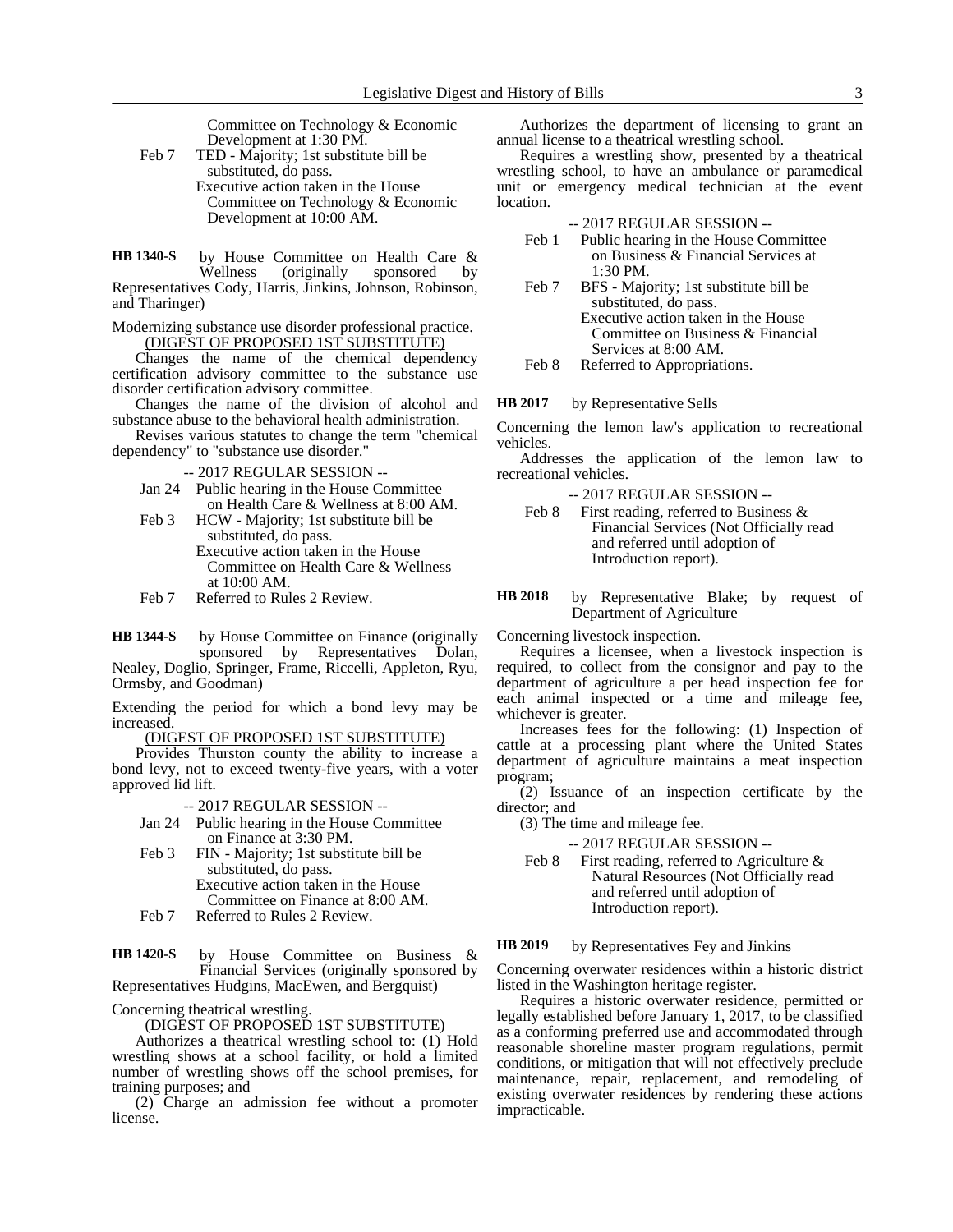Committee on Technology & Economic Development at 1:30 PM.

Feb 7 TED - Majority; 1st substitute bill be substituted, do pass.
Executive action taken in the House Committee on Technology & Economic Development at 10:00 AM.

**HB 1340-S** by House Committee on Health Care & Wellness (originally sponsored by Representatives Cody, Harris, Jinkins, Johnson, Robinson, and Tharinger)

Modernizing substance use disorder professional practice.

(DIGEST OF PROPOSED 1ST SUBSTITUTE)

Changes the name of the chemical dependency certification advisory committee to the substance use disorder certification advisory committee.

Changes the name of the division of alcohol and substance abuse to the behavioral health administration.

Revises various statutes to change the term "chemical dependency" to "substance use disorder."

-- 2017 REGULAR SESSION --

Jan 24 Public hearing in the House Committee on Health Care & Wellness at 8:00 AM.

Feb 3 HCW - Majority; 1st substitute bill be substituted, do pass.
Executive action taken in the House Committee on Health Care & Wellness at 10:00 AM.

Feb 7 Referred to Rules 2 Review.

**HB 1344-S** by House Committee on Finance (originally sponsored by Representatives Dolan, Nealey, Doglio, Springer, Frame, Riccelli, Appleton, Ryu, Ormsby, and Goodman)

Extending the period for which a bond levy may be increased.

(DIGEST OF PROPOSED 1ST SUBSTITUTE)

Provides Thurston county the ability to increase a bond levy, not to exceed twenty-five years, with a voter approved lid lift.

-- 2017 REGULAR SESSION --

Jan 24 Public hearing in the House Committee on Finance at 3:30 PM.

Feb 3 FIN - Majority; 1st substitute bill be substituted, do pass.
Executive action taken in the House Committee on Finance at 8:00 AM.

Feb 7 Referred to Rules 2 Review.

**HB 1420-S** by House Committee on Business & Financial Services (originally sponsored by Representatives Hudgins, MacEwen, and Bergquist)

Concerning theatrical wrestling.

(DIGEST OF PROPOSED 1ST SUBSTITUTE)

Authorizes a theatrical wrestling school to: (1) Hold wrestling shows at a school facility, or hold a limited number of wrestling shows off the school premises, for training purposes; and

(2) Charge an admission fee without a promoter license.

Authorizes the department of licensing to grant an annual license to a theatrical wrestling school.

Requires a wrestling show, presented by a theatrical wrestling school, to have an ambulance or paramedical unit or emergency medical technician at the event location.

-- 2017 REGULAR SESSION --

Feb 1 Public hearing in the House Committee on Business & Financial Services at 1:30 PM.

Feb 7 BFS - Majority; 1st substitute bill be substituted, do pass.
Executive action taken in the House Committee on Business & Financial Services at 8:00 AM.

Feb 8 Referred to Appropriations.

**HB 2017** by Representative Sells

Concerning the lemon law's application to recreational vehicles.

Addresses the application of the lemon law to recreational vehicles.

-- 2017 REGULAR SESSION --

Feb 8 First reading, referred to Business & Financial Services (Not Officially read and referred until adoption of Introduction report).

**HB 2018** by Representative Blake; by request of Department of Agriculture

Concerning livestock inspection.

Requires a licensee, when a livestock inspection is required, to collect from the consignor and pay to the department of agriculture a per head inspection fee for each animal inspected or a time and mileage fee, whichever is greater.

Increases fees for the following: (1) Inspection of cattle at a processing plant where the United States department of agriculture maintains a meat inspection program;

(2) Issuance of an inspection certificate by the director; and

(3) The time and mileage fee.

-- 2017 REGULAR SESSION --

Feb 8 First reading, referred to Agriculture & Natural Resources (Not Officially read and referred until adoption of Introduction report).

**HB 2019** by Representatives Fey and Jinkins

Concerning overwater residences within a historic district listed in the Washington heritage register.

Requires a historic overwater residence, permitted or legally established before January 1, 2017, to be classified as a conforming preferred use and accommodated through reasonable shoreline master program regulations, permit conditions, or mitigation that will not effectively preclude maintenance, repair, replacement, and remodeling of existing overwater residences by rendering these actions impracticable.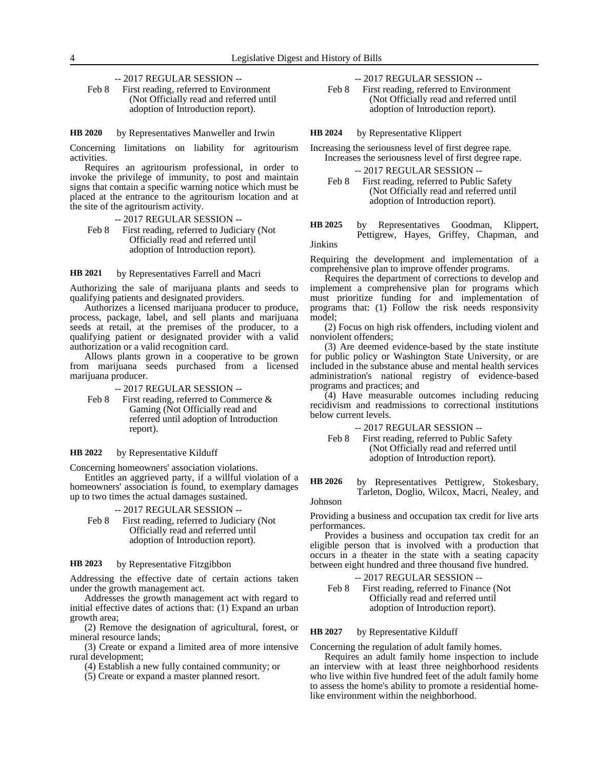-- 2017 REGULAR SESSION --

Feb 8 First reading, referred to Environment (Not Officially read and referred until adoption of Introduction report).

**HB 2020** by Representatives Manweller and Irwin

Concerning limitations on liability for agritourism activities.

Requires an agritourism professional, in order to invoke the privilege of immunity, to post and maintain signs that contain a specific warning notice which must be placed at the entrance to the agritourism location and at the site of the agritourism activity.

-- 2017 REGULAR SESSION --

Feb 8 First reading, referred to Judiciary (Not Officially read and referred until adoption of Introduction report).

**HB 2021** by Representatives Farrell and Macri

Authorizing the sale of marijuana plants and seeds to qualifying patients and designated providers.

Authorizes a licensed marijuana producer to produce, process, package, label, and sell plants and marijuana seeds at retail, at the premises of the producer, to a qualifying patient or designated provider with a valid authorization or a valid recognition card.

Allows plants grown in a cooperative to be grown from marijuana seeds purchased from a licensed marijuana producer.

-- 2017 REGULAR SESSION --

Feb 8 First reading, referred to Commerce & Gaming (Not Officially read and referred until adoption of Introduction report).

**HB 2022** by Representative Kilduff

Concerning homeowners' association violations.

Entitles an aggrieved party, if a willful violation of a homeowners' association is found, to exemplary damages up to two times the actual damages sustained.

-- 2017 REGULAR SESSION --

Feb 8 First reading, referred to Judiciary (Not Officially read and referred until adoption of Introduction report).

**HB 2023** by Representative Fitzgibbon

Addressing the effective date of certain actions taken under the growth management act.

Addresses the growth management act with regard to initial effective dates of actions that: (1) Expand an urban growth area;

(2) Remove the designation of agricultural, forest, or mineral resource lands;

(3) Create or expand a limited area of more intensive rural development;

(4) Establish a new fully contained community; or

(5) Create or expand a master planned resort.

-- 2017 REGULAR SESSION --

Feb 8 First reading, referred to Environment (Not Officially read and referred until adoption of Introduction report).

**HB 2024** by Representative Klippert

Increasing the seriousness level of first degree rape.

Increases the seriousness level of first degree rape.

-- 2017 REGULAR SESSION --

Feb 8 First reading, referred to Public Safety (Not Officially read and referred until adoption of Introduction report).

**HB 2025** by Representatives Goodman, Klippert, Pettigrew, Hayes, Griffey, Chapman, and Jinkins

Requiring the development and implementation of a comprehensive plan to improve offender programs.

Requires the department of corrections to develop and implement a comprehensive plan for programs which must prioritize funding for and implementation of programs that: (1) Follow the risk needs responsivity model;

(2) Focus on high risk offenders, including violent and nonviolent offenders;

(3) Are deemed evidence-based by the state institute for public policy or Washington State University, or are included in the substance abuse and mental health services administration's national registry of evidence-based programs and practices; and

(4) Have measurable outcomes including reducing recidivism and readmissions to correctional institutions below current levels.

-- 2017 REGULAR SESSION --

Feb 8 First reading, referred to Public Safety (Not Officially read and referred until adoption of Introduction report).

**HB 2026** by Representatives Pettigrew, Stokesbary, Tarleton, Doglio, Wilcox, Macri, Nealey, and Johnson

Providing a business and occupation tax credit for live arts performances.

Provides a business and occupation tax credit for an eligible person that is involved with a production that occurs in a theater in the state with a seating capacity between eight hundred and three thousand five hundred.

-- 2017 REGULAR SESSION --

Feb 8 First reading, referred to Finance (Not Officially read and referred until adoption of Introduction report).

**HB 2027** by Representative Kilduff

Concerning the regulation of adult family homes.

Requires an adult family home inspection to include an interview with at least three neighborhood residents who live within five hundred feet of the adult family home to assess the home's ability to promote a residential home-like environment within the neighborhood.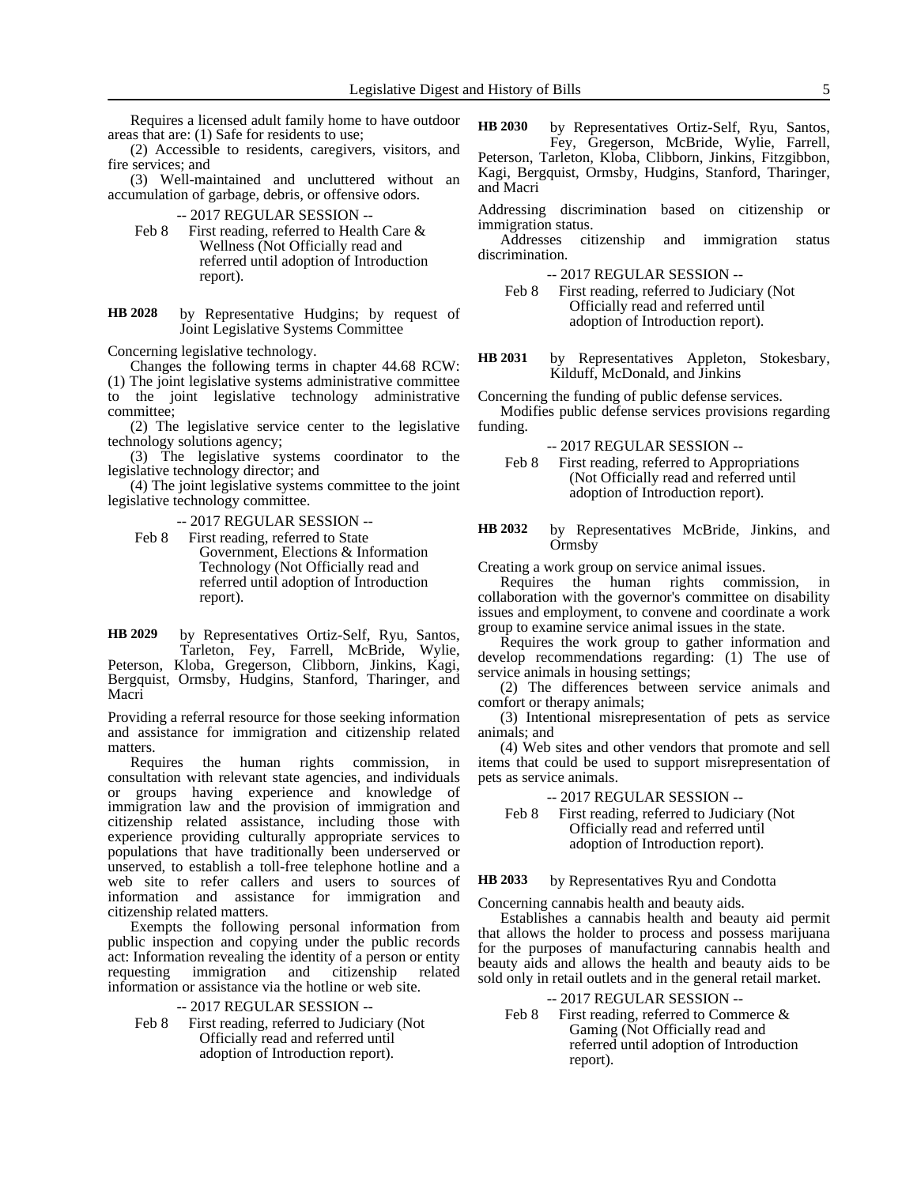Requires a licensed adult family home to have outdoor areas that are: (1) Safe for residents to use;

(2) Accessible to residents, caregivers, visitors, and fire services; and

(3) Well-maintained and uncluttered without an accumulation of garbage, debris, or offensive odors.

-- 2017 REGULAR SESSION --

Feb 8 First reading, referred to Health Care & Wellness (Not Officially read and referred until adoption of Introduction report).

**HB 2028** by Representative Hudgins; by request of Joint Legislative Systems Committee

Concerning legislative technology.

Changes the following terms in chapter 44.68 RCW: (1) The joint legislative systems administrative committee to the joint legislative technology administrative committee;

(2) The legislative service center to the legislative technology solutions agency;

(3) The legislative systems coordinator to the legislative technology director; and

(4) The joint legislative systems committee to the joint legislative technology committee.

-- 2017 REGULAR SESSION --

Feb 8 First reading, referred to State Government, Elections & Information Technology (Not Officially read and referred until adoption of Introduction report).

**HB 2029** by Representatives Ortiz-Self, Ryu, Santos, Tarleton, Fey, Farrell, McBride, Wylie, Peterson, Kloba, Gregerson, Clibborn, Jinkins, Kagi, Bergquist, Ormsby, Hudgins, Stanford, Tharinger, and Macri

Providing a referral resource for those seeking information and assistance for immigration and citizenship related matters.

Requires the human rights commission, in consultation with relevant state agencies, and individuals or groups having experience and knowledge of immigration law and the provision of immigration and citizenship related assistance, including those with experience providing culturally appropriate services to populations that have traditionally been underserved or unserved, to establish a toll-free telephone hotline and a web site to refer callers and users to sources of information and assistance for immigration and citizenship related matters.

Exempts the following personal information from public inspection and copying under the public records act: Information revealing the identity of a person or entity requesting immigration and citizenship related information or assistance via the hotline or web site.

-- 2017 REGULAR SESSION --

Feb 8 First reading, referred to Judiciary (Not Officially read and referred until adoption of Introduction report).

**HB 2030** by Representatives Ortiz-Self, Ryu, Santos, Fey, Gregerson, McBride, Wylie, Farrell, Peterson, Tarleton, Kloba, Clibborn, Jinkins, Fitzgibbon, Kagi, Bergquist, Ormsby, Hudgins, Stanford, Tharinger, and Macri

Addressing discrimination based on citizenship or immigration status.

Addresses citizenship and immigration status discrimination.

-- 2017 REGULAR SESSION --

Feb 8 First reading, referred to Judiciary (Not Officially read and referred until adoption of Introduction report).

**HB 2031** by Representatives Appleton, Stokesbary, Kilduff, McDonald, and Jinkins

Concerning the funding of public defense services.

Modifies public defense services provisions regarding funding.

-- 2017 REGULAR SESSION --

Feb 8 First reading, referred to Appropriations (Not Officially read and referred until adoption of Introduction report).

**HB 2032** by Representatives McBride, Jinkins, and Ormsby

Creating a work group on service animal issues.

Requires the human rights commission, in collaboration with the governor's committee on disability issues and employment, to convene and coordinate a work group to examine service animal issues in the state.

Requires the work group to gather information and develop recommendations regarding: (1) The use of service animals in housing settings;

(2) The differences between service animals and comfort or therapy animals;

(3) Intentional misrepresentation of pets as service animals; and

(4) Web sites and other vendors that promote and sell items that could be used to support misrepresentation of pets as service animals.

-- 2017 REGULAR SESSION --

Feb 8 First reading, referred to Judiciary (Not Officially read and referred until adoption of Introduction report).

**HB 2033** by Representatives Ryu and Condotta

Concerning cannabis health and beauty aids.

Establishes a cannabis health and beauty aid permit that allows the holder to process and possess marijuana for the purposes of manufacturing cannabis health and beauty aids and allows the health and beauty aids to be sold only in retail outlets and in the general retail market.

-- 2017 REGULAR SESSION --

Feb 8 First reading, referred to Commerce & Gaming (Not Officially read and referred until adoption of Introduction report).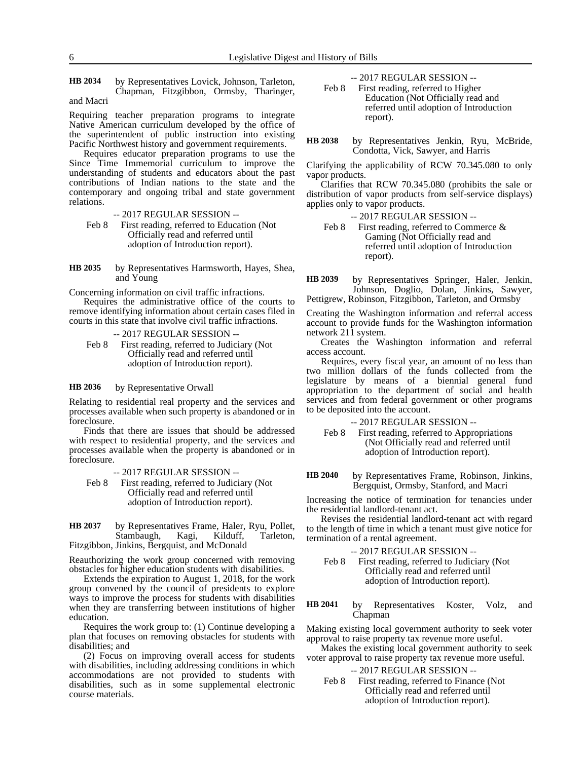**HB 2034** by Representatives Lovick, Johnson, Tarleton, Chapman, Fitzgibbon, Ormsby, Tharinger, and Macri

Requiring teacher preparation programs to integrate Native American curriculum developed by the office of the superintendent of public instruction into existing Pacific Northwest history and government requirements.

Requires educator preparation programs to use the Since Time Immemorial curriculum to improve the understanding of students and educators about the past contributions of Indian nations to the state and the contemporary and ongoing tribal and state government relations.

-- 2017 REGULAR SESSION --

Feb 8 First reading, referred to Education (Not Officially read and referred until adoption of Introduction report).

**HB 2035** by Representatives Harmsworth, Hayes, Shea, and Young

Concerning information on civil traffic infractions.

Requires the administrative office of the courts to remove identifying information about certain cases filed in courts in this state that involve civil traffic infractions.

-- 2017 REGULAR SESSION --

Feb 8 First reading, referred to Judiciary (Not Officially read and referred until adoption of Introduction report).

**HB 2036** by Representative Orwall

Relating to residential real property and the services and processes available when such property is abandoned or in foreclosure.

Finds that there are issues that should be addressed with respect to residential property, and the services and processes available when the property is abandoned or in foreclosure.

-- 2017 REGULAR SESSION --

Feb 8 First reading, referred to Judiciary (Not Officially read and referred until adoption of Introduction report).

**HB 2037** by Representatives Frame, Haler, Ryu, Pollet, Stambaugh, Kagi, Kilduff, Tarleton, Fitzgibbon, Jinkins, Bergquist, and McDonald

Reauthorizing the work group concerned with removing obstacles for higher education students with disabilities.

Extends the expiration to August 1, 2018, for the work group convened by the council of presidents to explore ways to improve the process for students with disabilities when they are transferring between institutions of higher education.

Requires the work group to: (1) Continue developing a plan that focuses on removing obstacles for students with disabilities; and

(2) Focus on improving overall access for students with disabilities, including addressing conditions in which accommodations are not provided to students with disabilities, such as in some supplemental electronic course materials.

-- 2017 REGULAR SESSION --

Feb 8 First reading, referred to Higher Education (Not Officially read and referred until adoption of Introduction report).

**HB 2038** by Representatives Jenkin, Ryu, McBride, Condotta, Vick, Sawyer, and Harris

Clarifying the applicability of RCW 70.345.080 to only vapor products.

Clarifies that RCW 70.345.080 (prohibits the sale or distribution of vapor products from self-service displays) applies only to vapor products.

-- 2017 REGULAR SESSION --

Feb 8 First reading, referred to Commerce & Gaming (Not Officially read and referred until adoption of Introduction report).

**HB 2039** by Representatives Springer, Haler, Jenkin, Johnson, Doglio, Dolan, Jinkins, Sawyer, Pettigrew, Robinson, Fitzgibbon, Tarleton, and Ormsby

Creating the Washington information and referral access account to provide funds for the Washington information network 211 system.

Creates the Washington information and referral access account.

Requires, every fiscal year, an amount of no less than two million dollars of the funds collected from the legislature by means of a biennial general fund appropriation to the department of social and health services and from federal government or other programs to be deposited into the account.

-- 2017 REGULAR SESSION --

Feb 8 First reading, referred to Appropriations (Not Officially read and referred until adoption of Introduction report).

**HB 2040** by Representatives Frame, Robinson, Jinkins, Bergquist, Ormsby, Stanford, and Macri

Increasing the notice of termination for tenancies under the residential landlord-tenant act.

Revises the residential landlord-tenant act with regard to the length of time in which a tenant must give notice for termination of a rental agreement.

-- 2017 REGULAR SESSION --

Feb 8 First reading, referred to Judiciary (Not Officially read and referred until adoption of Introduction report).

**HB 2041** by Representatives Koster, Volz, and Chapman

Making existing local government authority to seek voter approval to raise property tax revenue more useful.

Makes the existing local government authority to seek voter approval to raise property tax revenue more useful.

-- 2017 REGULAR SESSION --

Feb 8 First reading, referred to Finance (Not Officially read and referred until adoption of Introduction report).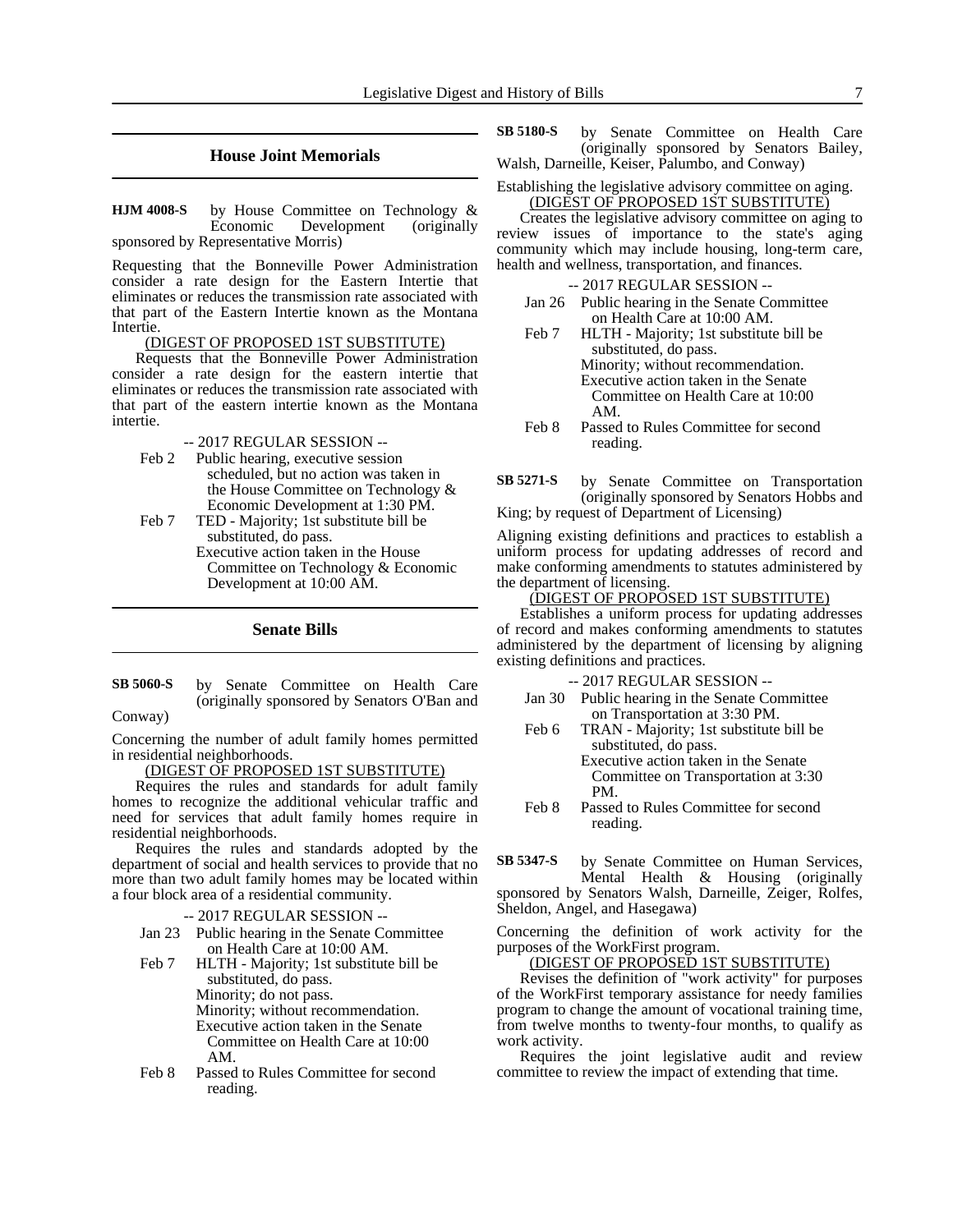## House Joint Memorials

**HJM 4008-S** by House Committee on Technology & Economic Development (originally sponsored by Representative Morris)

Requesting that the Bonneville Power Administration consider a rate design for the Eastern Intertie that eliminates or reduces the transmission rate associated with that part of the Eastern Intertie known as the Montana Intertie.

(DIGEST OF PROPOSED 1ST SUBSTITUTE)

Requests that the Bonneville Power Administration consider a rate design for the eastern intertie that eliminates or reduces the transmission rate associated with that part of the eastern intertie known as the Montana intertie.

-- 2017 REGULAR SESSION --

Feb 2 Public hearing, executive session scheduled, but no action was taken in the House Committee on Technology & Economic Development at 1:30 PM.

Feb 7 TED - Majority; 1st substitute bill be substituted, do pass.
Executive action taken in the House Committee on Technology & Economic Development at 10:00 AM.

## Senate Bills

**SB 5060-S** by Senate Committee on Health Care (originally sponsored by Senators O'Ban and Conway)

Concerning the number of adult family homes permitted in residential neighborhoods.

(DIGEST OF PROPOSED 1ST SUBSTITUTE)

Requires the rules and standards for adult family homes to recognize the additional vehicular traffic and need for services that adult family homes require in residential neighborhoods.

Requires the rules and standards adopted by the department of social and health services to provide that no more than two adult family homes may be located within a four block area of a residential community.

-- 2017 REGULAR SESSION --

Jan 23 Public hearing in the Senate Committee on Health Care at 10:00 AM.

Feb 7 HLTH - Majority; 1st substitute bill be substituted, do pass.
Minority; do not pass.
Minority; without recommendation.
Executive action taken in the Senate Committee on Health Care at 10:00 AM.

Feb 8 Passed to Rules Committee for second reading.

**SB 5180-S** by Senate Committee on Health Care (originally sponsored by Senators Bailey, Walsh, Darneille, Keiser, Palumbo, and Conway)

Establishing the legislative advisory committee on aging.

(DIGEST OF PROPOSED 1ST SUBSTITUTE)

Creates the legislative advisory committee on aging to review issues of importance to the state's aging community which may include housing, long-term care, health and wellness, transportation, and finances.

-- 2017 REGULAR SESSION --

Jan 26 Public hearing in the Senate Committee on Health Care at 10:00 AM.

Feb 7 HLTH - Majority; 1st substitute bill be substituted, do pass.
Minority; without recommendation.
Executive action taken in the Senate Committee on Health Care at 10:00 AM.

Feb 8 Passed to Rules Committee for second reading.

**SB 5271-S** by Senate Committee on Transportation (originally sponsored by Senators Hobbs and King; by request of Department of Licensing)

Aligning existing definitions and practices to establish a uniform process for updating addresses of record and make conforming amendments to statutes administered by the department of licensing.

(DIGEST OF PROPOSED 1ST SUBSTITUTE)

Establishes a uniform process for updating addresses of record and makes conforming amendments to statutes administered by the department of licensing by aligning existing definitions and practices.

-- 2017 REGULAR SESSION --

Jan 30 Public hearing in the Senate Committee on Transportation at 3:30 PM.

Feb 6 TRAN - Majority; 1st substitute bill be substituted, do pass.
Executive action taken in the Senate Committee on Transportation at 3:30 PM.

Feb 8 Passed to Rules Committee for second reading.

**SB 5347-S** by Senate Committee on Human Services, Mental Health & Housing (originally sponsored by Senators Walsh, Darneille, Zeiger, Rolfes, Sheldon, Angel, and Hasegawa)

Concerning the definition of work activity for the purposes of the WorkFirst program.

(DIGEST OF PROPOSED 1ST SUBSTITUTE)

Revises the definition of "work activity" for purposes of the WorkFirst temporary assistance for needy families program to change the amount of vocational training time, from twelve months to twenty-four months, to qualify as work activity.

Requires the joint legislative audit and review committee to review the impact of extending that time.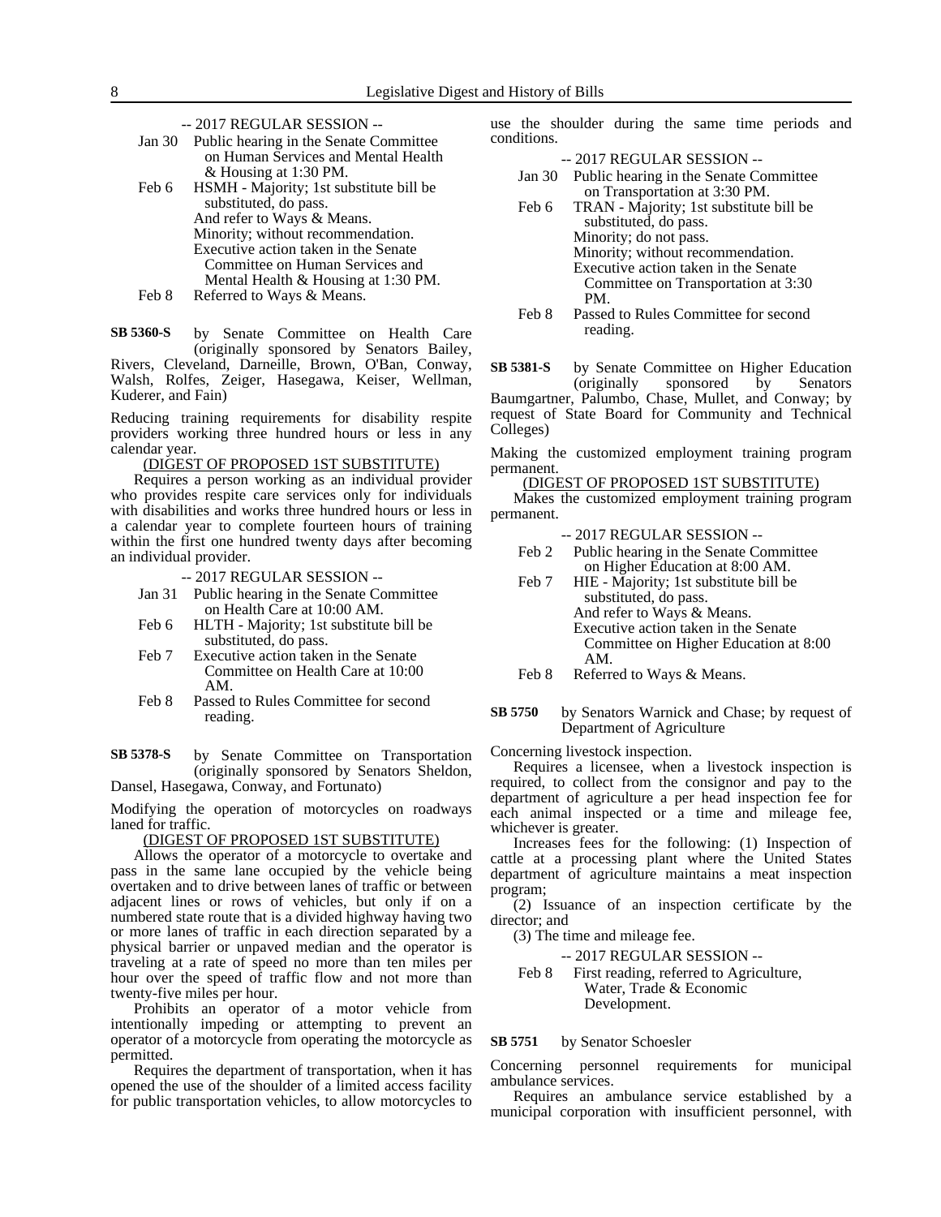-- 2017 REGULAR SESSION --

Jan 30 Public hearing in the Senate Committee on Human Services and Mental Health & Housing at 1:30 PM.

Feb 6 HSMH - Majority; 1st substitute bill be substituted, do pass.
And refer to Ways & Means.
Minority; without recommendation.
Executive action taken in the Senate Committee on Human Services and Mental Health & Housing at 1:30 PM.

Feb 8 Referred to Ways & Means.

**SB 5360-S** by Senate Committee on Health Care (originally sponsored by Senators Bailey, Rivers, Cleveland, Darneille, Brown, O'Ban, Conway, Walsh, Rolfes, Zeiger, Hasegawa, Keiser, Wellman, Kuderer, and Fain)

Reducing training requirements for disability respite providers working three hundred hours or less in any calendar year.

(DIGEST OF PROPOSED 1ST SUBSTITUTE)

Requires a person working as an individual provider who provides respite care services only for individuals with disabilities and works three hundred hours or less in a calendar year to complete fourteen hours of training within the first one hundred twenty days after becoming an individual provider.

-- 2017 REGULAR SESSION --

Jan 31 Public hearing in the Senate Committee on Health Care at 10:00 AM.

Feb 6 HLTH - Majority; 1st substitute bill be substituted, do pass.

Feb 7 Executive action taken in the Senate Committee on Health Care at 10:00 AM.

Feb 8 Passed to Rules Committee for second reading.

**SB 5378-S** by Senate Committee on Transportation (originally sponsored by Senators Sheldon, Dansel, Hasegawa, Conway, and Fortunato)

Modifying the operation of motorcycles on roadways laned for traffic.

(DIGEST OF PROPOSED 1ST SUBSTITUTE)

Allows the operator of a motorcycle to overtake and pass in the same lane occupied by the vehicle being overtaken and to drive between lanes of traffic or between adjacent lines or rows of vehicles, but only if on a numbered state route that is a divided highway having two or more lanes of traffic in each direction separated by a physical barrier or unpaved median and the operator is traveling at a rate of speed no more than ten miles per hour over the speed of traffic flow and not more than twenty-five miles per hour.

Prohibits an operator of a motor vehicle from intentionally impeding or attempting to prevent an operator of a motorcycle from operating the motorcycle as permitted.

Requires the department of transportation, when it has opened the use of the shoulder of a limited access facility for public transportation vehicles, to allow motorcycles to use the shoulder during the same time periods and conditions.

-- 2017 REGULAR SESSION --

Jan 30 Public hearing in the Senate Committee on Transportation at 3:30 PM.

Feb 6 TRAN - Majority; 1st substitute bill be substituted, do pass.
Minority; do not pass.
Minority; without recommendation.
Executive action taken in the Senate Committee on Transportation at 3:30 PM.

Feb 8 Passed to Rules Committee for second reading.

**SB 5381-S** by Senate Committee on Higher Education (originally sponsored by Senators Baumgartner, Palumbo, Chase, Mullet, and Conway; by request of State Board for Community and Technical Colleges)

Making the customized employment training program permanent.

(DIGEST OF PROPOSED 1ST SUBSTITUTE)

Makes the customized employment training program permanent.

-- 2017 REGULAR SESSION --

Feb 2 Public hearing in the Senate Committee on Higher Education at 8:00 AM.

Feb 7 HIE - Majority; 1st substitute bill be substituted, do pass.
And refer to Ways & Means.
Executive action taken in the Senate Committee on Higher Education at 8:00 AM.

Feb 8 Referred to Ways & Means.

**SB 5750** by Senators Warnick and Chase; by request of Department of Agriculture

Concerning livestock inspection.

Requires a licensee, when a livestock inspection is required, to collect from the consignor and pay to the department of agriculture a per head inspection fee for each animal inspected or a time and mileage fee, whichever is greater.

Increases fees for the following: (1) Inspection of cattle at a processing plant where the United States department of agriculture maintains a meat inspection program;

(2) Issuance of an inspection certificate by the director; and

(3) The time and mileage fee.

-- 2017 REGULAR SESSION --

Feb 8 First reading, referred to Agriculture, Water, Trade & Economic Development.

**SB 5751** by Senator Schoesler

Concerning personnel requirements for municipal ambulance services.

Requires an ambulance service established by a municipal corporation with insufficient personnel, with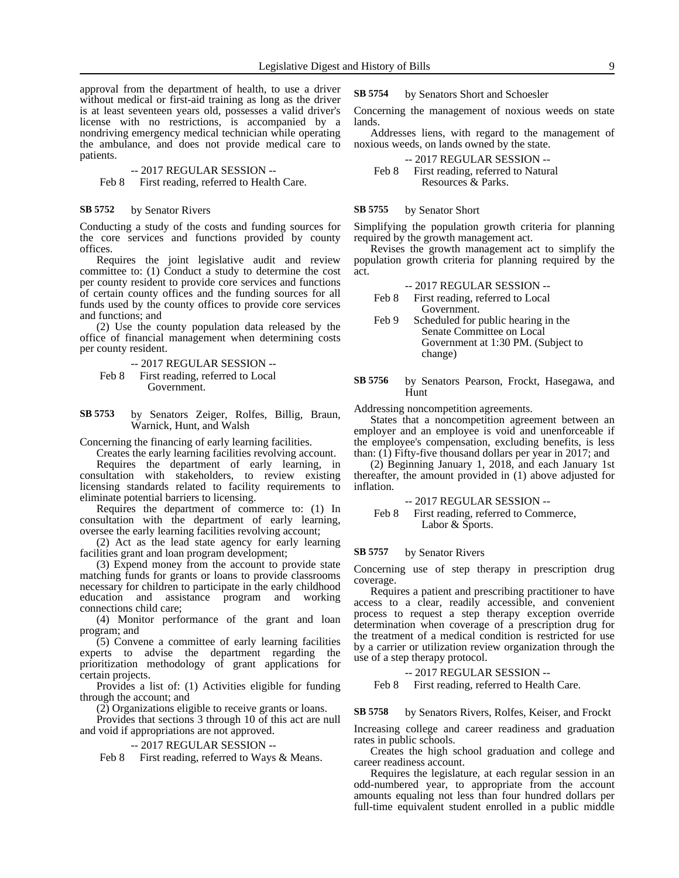approval from the department of health, to use a driver without medical or first-aid training as long as the driver is at least seventeen years old, possesses a valid driver's license with no restrictions, is accompanied by a nondriving emergency medical technician while operating the ambulance, and does not provide medical care to patients.

-- 2017 REGULAR SESSION --

Feb 8 First reading, referred to Health Care.

**SB 5752** by Senator Rivers

Conducting a study of the costs and funding sources for the core services and functions provided by county offices.

Requires the joint legislative audit and review committee to: (1) Conduct a study to determine the cost per county resident to provide core services and functions of certain county offices and the funding sources for all funds used by the county offices to provide core services and functions; and

(2) Use the county population data released by the office of financial management when determining costs per county resident.

-- 2017 REGULAR SESSION --

Feb 8 First reading, referred to Local Government.

**SB 5753** by Senators Zeiger, Rolfes, Billig, Braun, Warnick, Hunt, and Walsh

Concerning the financing of early learning facilities.

Creates the early learning facilities revolving account.

Requires the department of early learning, in consultation with stakeholders, to review existing licensing standards related to facility requirements to eliminate potential barriers to licensing.

Requires the department of commerce to: (1) In consultation with the department of early learning, oversee the early learning facilities revolving account;

(2) Act as the lead state agency for early learning facilities grant and loan program development;

(3) Expend money from the account to provide state matching funds for grants or loans to provide classrooms necessary for children to participate in the early childhood education and assistance program and working connections child care;

(4) Monitor performance of the grant and loan program; and

(5) Convene a committee of early learning facilities experts to advise the department regarding the prioritization methodology of grant applications for certain projects.

Provides a list of: (1) Activities eligible for funding through the account; and

(2) Organizations eligible to receive grants or loans.

Provides that sections 3 through 10 of this act are null and void if appropriations are not approved.

-- 2017 REGULAR SESSION --

Feb 8 First reading, referred to Ways & Means.

**SB 5754** by Senators Short and Schoesler

Concerning the management of noxious weeds on state lands.

Addresses liens, with regard to the management of noxious weeds, on lands owned by the state.

-- 2017 REGULAR SESSION --

Feb 8 First reading, referred to Natural Resources & Parks.

**SB 5755** by Senator Short

Simplifying the population growth criteria for planning required by the growth management act.

Revises the growth management act to simplify the population growth criteria for planning required by the act.

-- 2017 REGULAR SESSION --

Feb 8 First reading, referred to Local Government.

Feb 9 Scheduled for public hearing in the Senate Committee on Local Government at 1:30 PM. (Subject to change)

**SB 5756** by Senators Pearson, Frockt, Hasegawa, and Hunt

Addressing noncompetition agreements.

States that a noncompetition agreement between an employer and an employee is void and unenforceable if the employee's compensation, excluding benefits, is less than: (1) Fifty-five thousand dollars per year in 2017; and

(2) Beginning January 1, 2018, and each January 1st thereafter, the amount provided in (1) above adjusted for inflation.

-- 2017 REGULAR SESSION --

Feb 8 First reading, referred to Commerce, Labor & Sports.

**SB 5757** by Senator Rivers

Concerning use of step therapy in prescription drug coverage.

Requires a patient and prescribing practitioner to have access to a clear, readily accessible, and convenient process to request a step therapy exception override determination when coverage of a prescription drug for the treatment of a medical condition is restricted for use by a carrier or utilization review organization through the use of a step therapy protocol.

-- 2017 REGULAR SESSION --

Feb 8 First reading, referred to Health Care.

**SB 5758** by Senators Rivers, Rolfes, Keiser, and Frockt

Increasing college and career readiness and graduation rates in public schools.

Creates the high school graduation and college and career readiness account.

Requires the legislature, at each regular session in an odd-numbered year, to appropriate from the account amounts equaling not less than four hundred dollars per full-time equivalent student enrolled in a public middle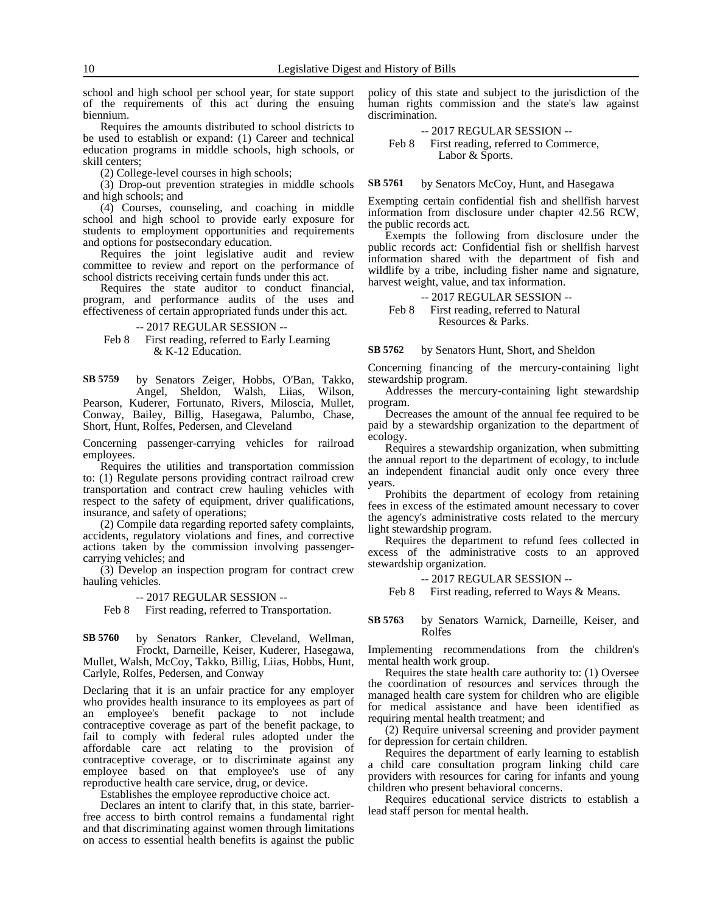school and high school per school year, for state support of the requirements of this act during the ensuing biennium.

Requires the amounts distributed to school districts to be used to establish or expand: (1) Career and technical education programs in middle schools, high schools, or skill centers;

(2) College-level courses in high schools;

(3) Drop-out prevention strategies in middle schools and high schools; and

(4) Courses, counseling, and coaching in middle school and high school to provide early exposure for students to employment opportunities and requirements and options for postsecondary education.

Requires the joint legislative audit and review committee to review and report on the performance of school districts receiving certain funds under this act.

Requires the state auditor to conduct financial, program, and performance audits of the uses and effectiveness of certain appropriated funds under this act.

-- 2017 REGULAR SESSION --

Feb 8 First reading, referred to Early Learning & K-12 Education.

**SB 5759** by Senators Zeiger, Hobbs, O'Ban, Takko, Angel, Sheldon, Walsh, Liias, Wilson, Pearson, Kuderer, Fortunato, Rivers, Miloscia, Mullet, Conway, Bailey, Billig, Hasegawa, Palumbo, Chase, Short, Hunt, Rolfes, Pedersen, and Cleveland

Concerning passenger-carrying vehicles for railroad employees.

Requires the utilities and transportation commission to: (1) Regulate persons providing contract railroad crew transportation and contract crew hauling vehicles with respect to the safety of equipment, driver qualifications, insurance, and safety of operations;

(2) Compile data regarding reported safety complaints, accidents, regulatory violations and fines, and corrective actions taken by the commission involving passenger-carrying vehicles; and

(3) Develop an inspection program for contract crew hauling vehicles.

-- 2017 REGULAR SESSION --

Feb 8 First reading, referred to Transportation.

**SB 5760** by Senators Ranker, Cleveland, Wellman, Frockt, Darneille, Keiser, Kuderer, Hasegawa, Mullet, Walsh, McCoy, Takko, Billig, Liias, Hobbs, Hunt, Carlyle, Rolfes, Pedersen, and Conway

Declaring that it is an unfair practice for any employer who provides health insurance to its employees as part of an employee's benefit package to not include contraceptive coverage as part of the benefit package, to fail to comply with federal rules adopted under the affordable care act relating to the provision of contraceptive coverage, or to discriminate against any employee based on that employee's use of any reproductive health care service, drug, or device.

Establishes the employee reproductive choice act.

Declares an intent to clarify that, in this state, barrier-free access to birth control remains a fundamental right and that discriminating against women through limitations on access to essential health benefits is against the public policy of this state and subject to the jurisdiction of the human rights commission and the state's law against discrimination.

-- 2017 REGULAR SESSION --

Feb 8 First reading, referred to Commerce, Labor & Sports.

**SB 5761** by Senators McCoy, Hunt, and Hasegawa

Exempting certain confidential fish and shellfish harvest information from disclosure under chapter 42.56 RCW, the public records act.

Exempts the following from disclosure under the public records act: Confidential fish or shellfish harvest information shared with the department of fish and wildlife by a tribe, including fisher name and signature, harvest weight, value, and tax information.

-- 2017 REGULAR SESSION --

Feb 8 First reading, referred to Natural Resources & Parks.

**SB 5762** by Senators Hunt, Short, and Sheldon

Concerning financing of the mercury-containing light stewardship program.

Addresses the mercury-containing light stewardship program.

Decreases the amount of the annual fee required to be paid by a stewardship organization to the department of ecology.

Requires a stewardship organization, when submitting the annual report to the department of ecology, to include an independent financial audit only once every three years.

Prohibits the department of ecology from retaining fees in excess of the estimated amount necessary to cover the agency's administrative costs related to the mercury light stewardship program.

Requires the department to refund fees collected in excess of the administrative costs to an approved stewardship organization.

-- 2017 REGULAR SESSION --

Feb 8 First reading, referred to Ways & Means.

**SB 5763** by Senators Warnick, Darneille, Keiser, and Rolfes

Implementing recommendations from the children's mental health work group.

Requires the state health care authority to: (1) Oversee the coordination of resources and services through the managed health care system for children who are eligible for medical assistance and have been identified as requiring mental health treatment; and

(2) Require universal screening and provider payment for depression for certain children.

Requires the department of early learning to establish a child care consultation program linking child care providers with resources for caring for infants and young children who present behavioral concerns.

Requires educational service districts to establish a lead staff person for mental health.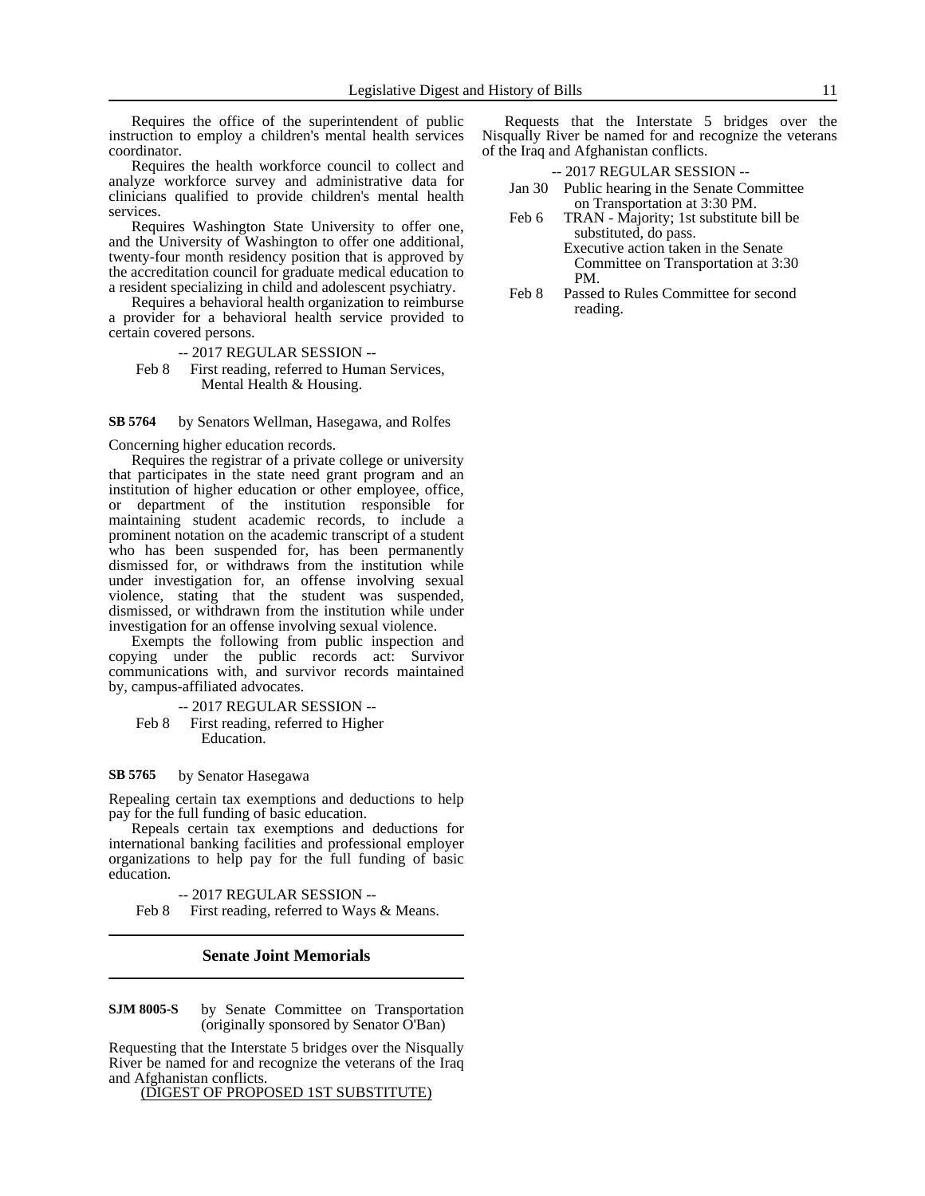Requires the office of the superintendent of public instruction to employ a children's mental health services coordinator.

Requires the health workforce council to collect and analyze workforce survey and administrative data for clinicians qualified to provide children's mental health services.

Requires Washington State University to offer one, and the University of Washington to offer one additional, twenty-four month residency position that is approved by the accreditation council for graduate medical education to a resident specializing in child and adolescent psychiatry.

Requires a behavioral health organization to reimburse a provider for a behavioral health service provided to certain covered persons.

-- 2017 REGULAR SESSION --

Feb 8 First reading, referred to Human Services, Mental Health & Housing.

**SB 5764** by Senators Wellman, Hasegawa, and Rolfes

Concerning higher education records.

Requires the registrar of a private college or university that participates in the state need grant program and an institution of higher education or other employee, office, or department of the institution responsible for maintaining student academic records, to include a prominent notation on the academic transcript of a student who has been suspended for, has been permanently dismissed for, or withdraws from the institution while under investigation for, an offense involving sexual violence, stating that the student was suspended, dismissed, or withdrawn from the institution while under investigation for an offense involving sexual violence.

Exempts the following from public inspection and copying under the public records act: Survivor communications with, and survivor records maintained by, campus-affiliated advocates.

-- 2017 REGULAR SESSION --

Feb 8 First reading, referred to Higher Education.

**SB 5765** by Senator Hasegawa

Repealing certain tax exemptions and deductions to help pay for the full funding of basic education.

Repeals certain tax exemptions and deductions for international banking facilities and professional employer organizations to help pay for the full funding of basic education.

-- 2017 REGULAR SESSION --

Feb 8 First reading, referred to Ways & Means.

## Senate Joint Memorials

**SJM 8005-S** by Senate Committee on Transportation (originally sponsored by Senator O'Ban)

Requesting that the Interstate 5 bridges over the Nisqually River be named for and recognize the veterans of the Iraq and Afghanistan conflicts.

(DIGEST OF PROPOSED 1ST SUBSTITUTE)

Requests that the Interstate 5 bridges over the Nisqually River be named for and recognize the veterans of the Iraq and Afghanistan conflicts.

-- 2017 REGULAR SESSION --

Jan 30 Public hearing in the Senate Committee on Transportation at 3:30 PM.

Feb 6 TRAN - Majority; 1st substitute bill be substituted, do pass.
Executive action taken in the Senate Committee on Transportation at 3:30 PM.

Feb 8 Passed to Rules Committee for second reading.